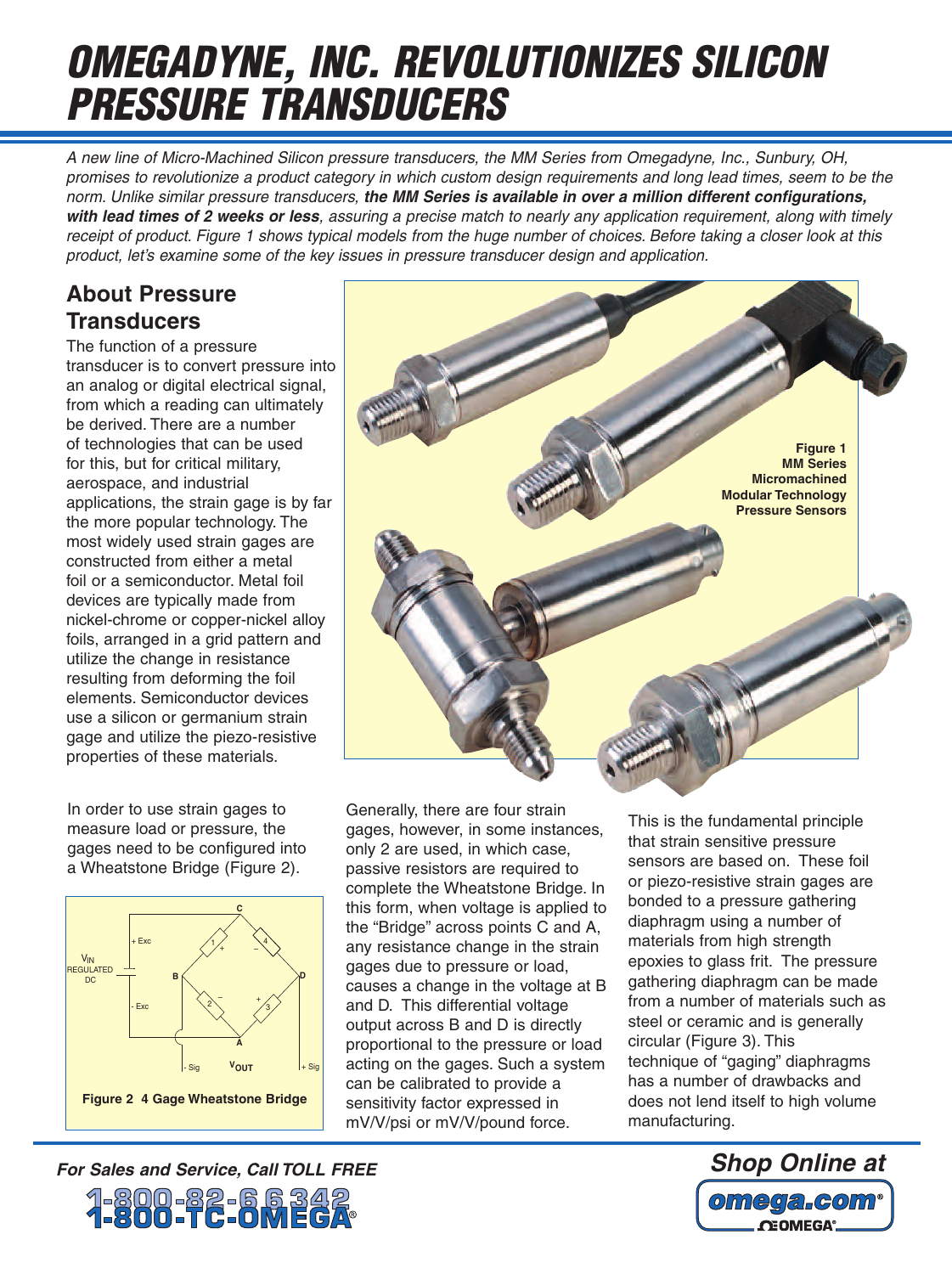# OMEGADYNE, INC. REVOLUTIONIZES SILICON PRESSURE TRANSDUCERS

*A new line of Micro-Machined Silicon pressure transducers, the MM Series from Omegadyne, Inc., Sunbury, OH, promises to revolutionize a product category in which custom design requirements and long lead times, seem to be the norm. Unlike similar pressure transducers,* ***the MM Series is available in over a million different configurations, with lead times of 2 weeks or less****, assuring a precise match to nearly any application requirement, along with timely receipt of product. Figure 1 shows typical models from the huge number of choices. Before taking a closer look at this product, let's examine some of the key issues in pressure transducer design and application.*

## About Pressure Transducers

The function of a pressure transducer is to convert pressure into an analog or digital electrical signal, from which a reading can ultimately be derived. There are a number of technologies that can be used for this, but for critical military, aerospace, and industrial applications, the strain gage is by far the more popular technology. The most widely used strain gages are constructed from either a metal foil or a semiconductor. Metal foil devices are typically made from nickel-chrome or copper-nickel alloy foils, arranged in a grid pattern and utilize the change in resistance resulting from deforming the foil elements. Semiconductor devices use a silicon or germanium strain gage and utilize the piezo-resistive properties of these materials.

**Figure 1 MM Series Micromachined Modular Technology Pressure Sensors**

In order to use strain gages to measure load or pressure, the gages need to be configured into a Wheatstone Bridge (Figure 2).

**Figure 2 4 Gage Wheatstone Bridge**

Generally, there are four strain gages, however, in some instances, only 2 are used, in which case, passive resistors are required to complete the Wheatstone Bridge. In this form, when voltage is applied to the "Bridge" across points C and A, any resistance change in the strain gages due to pressure or load, causes a change in the voltage at B and D. This differential voltage output across B and D is directly proportional to the pressure or load acting on the gages. Such a system can be calibrated to provide a sensitivity factor expressed in mV/V/psi or mV/V/pound force.

This is the fundamental principle that strain sensitive pressure sensors are based on. These foil or piezo-resistive strain gages are bonded to a pressure gathering diaphragm using a number of materials from high strength epoxies to glass frit. The pressure gathering diaphragm can be made from a number of materials such as steel or ceramic and is generally circular (Figure 3). This technique of "gaging" diaphragms has a number of drawbacks and does not lend itself to high volume manufacturing.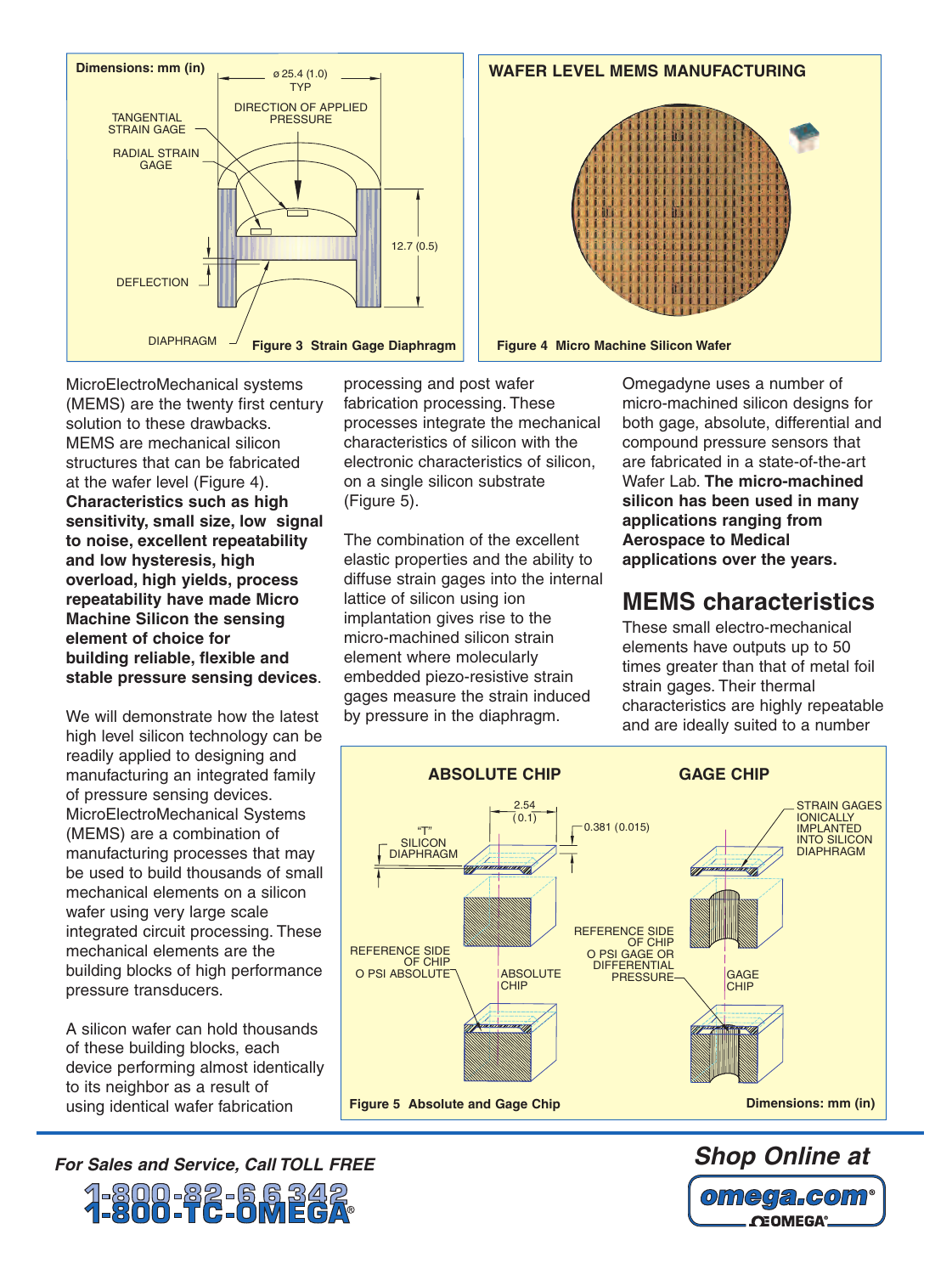Dimensions: mm (in)

ø 25.4 (1.0) TYP

DIRECTION OF APPLIED PRESSURE

TANGENTIAL STRAIN GAGE

RADIAL STRAIN GAGE

12.7 (0.5)

DEFLECTION

DIAPHRAGM

**Figure 3 Strain Gage Diaphragm**

**WAFER LEVEL MEMS MANUFACTURING**

**Figure 4 Micro Machine Silicon Wafer**

MicroElectroMechanical systems (MEMS) are the twenty first century solution to these drawbacks. MEMS are mechanical silicon structures that can be fabricated at the wafer level (Figure 4). **Characteristics such as high sensitivity, small size, low signal to noise, excellent repeatability and low hysteresis, high overload, high yields, process repeatability have made Micro Machine Silicon the sensing element of choice for building reliable, flexible and stable pressure sensing devices**.

We will demonstrate how the latest high level silicon technology can be readily applied to designing and manufacturing an integrated family of pressure sensing devices. MicroElectroMechanical Systems (MEMS) are a combination of manufacturing processes that may be used to build thousands of small mechanical elements on a silicon wafer using very large scale integrated circuit processing. These mechanical elements are the building blocks of high performance pressure transducers.

A silicon wafer can hold thousands of these building blocks, each device performing almost identically to its neighbor as a result of using identical wafer fabrication processing and post wafer fabrication processing. These processes integrate the mechanical characteristics of silicon with the electronic characteristics of silicon, on a single silicon substrate (Figure 5).

The combination of the excellent elastic properties and the ability to diffuse strain gages into the internal lattice of silicon using ion implantation gives rise to the micro-machined silicon strain element where molecularly embedded piezo-resistive strain gages measure the strain induced by pressure in the diaphragm.

Omegadyne uses a number of micro-machined silicon designs for both gage, absolute, differential and compound pressure sensors that are fabricated in a state-of-the-art Wafer Lab. **The micro-machined silicon has been used in many applications ranging from Aerospace to Medical applications over the years.**

## MEMS characteristics

These small electro-mechanical elements have outputs up to 50 times greater than that of metal foil strain gages. Their thermal characteristics are highly repeatable and are ideally suited to a number

**ABSOLUTE CHIP**

**GAGE CHIP**

2.54 (0.1)

0.381 (0.015)

"T" SILICON DIAPHRAGM

STRAIN GAGES IONICALLY IMPLANTED INTO SILICON DIAPHRAGM

REFERENCE SIDE OF CHIP O PSI ABSOLUTE

ABSOLUTE CHIP

REFERENCE SIDE OF CHIP O PSI GAGE OR DIFFERENTIAL PRESSURE

GAGE CHIP

**Figure 5 Absolute and Gage Chip**

**Dimensions: mm (in)**

*For Sales and Service, Call TOLL FREE*

1-800-82-66342
1-800-TC-OMEGA®

*Shop Online at*

omega.com®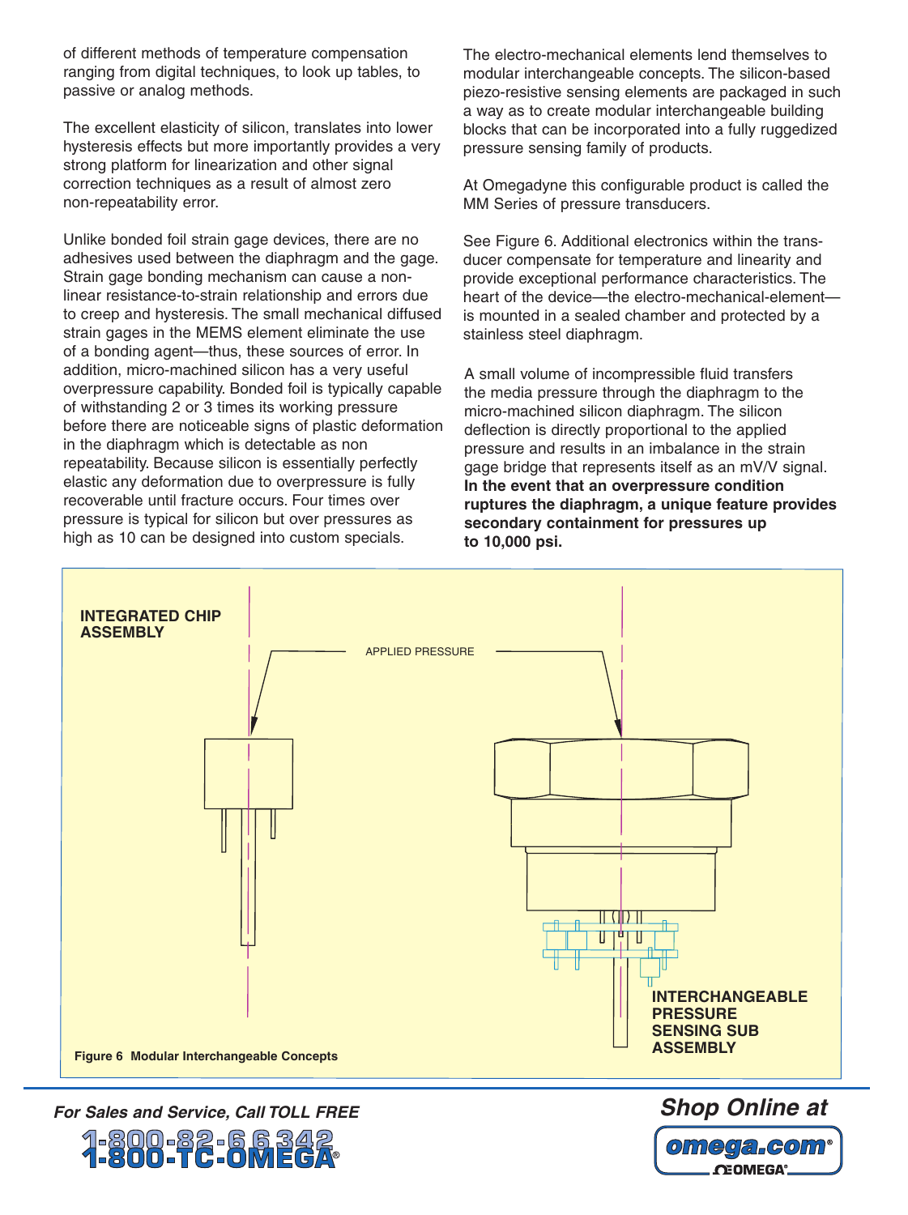of different methods of temperature compensation ranging from digital techniques, to look up tables, to passive or analog methods.

The excellent elasticity of silicon, translates into lower hysteresis effects but more importantly provides a very strong platform for linearization and other signal correction techniques as a result of almost zero non-repeatability error.

Unlike bonded foil strain gage devices, there are no adhesives used between the diaphragm and the gage. Strain gage bonding mechanism can cause a non-linear resistance-to-strain relationship and errors due to creep and hysteresis. The small mechanical diffused strain gages in the MEMS element eliminate the use of a bonding agent—thus, these sources of error. In addition, micro-machined silicon has a very useful overpressure capability. Bonded foil is typically capable of withstanding 2 or 3 times its working pressure before there are noticeable signs of plastic deformation in the diaphragm which is detectable as non repeatability. Because silicon is essentially perfectly elastic any deformation due to overpressure is fully recoverable until fracture occurs. Four times over pressure is typical for silicon but over pressures as high as 10 can be designed into custom specials.

The electro-mechanical elements lend themselves to modular interchangeable concepts. The silicon-based piezo-resistive sensing elements are packaged in such a way as to create modular interchangeable building blocks that can be incorporated into a fully ruggedized pressure sensing family of products.

At Omegadyne this configurable product is called the MM Series of pressure transducers.

See Figure 6. Additional electronics within the transducer compensate for temperature and linearity and provide exceptional performance characteristics. The heart of the device—the electro-mechanical-element—is mounted in a sealed chamber and protected by a stainless steel diaphragm.

A small volume of incompressible fluid transfers the media pressure through the diaphragm to the micro-machined silicon diaphragm. The silicon deflection is directly proportional to the applied pressure and results in an imbalance in the strain gage bridge that represents itself as an mV/V signal. **In the event that an overpressure condition ruptures the diaphragm, a unique feature provides secondary containment for pressures up to 10,000 psi.**

INTEGRATED CHIP ASSEMBLY

APPLIED PRESSURE

INTERCHANGEABLE PRESSURE SENSING SUB ASSEMBLY

**Figure 6 Modular Interchangeable Concepts**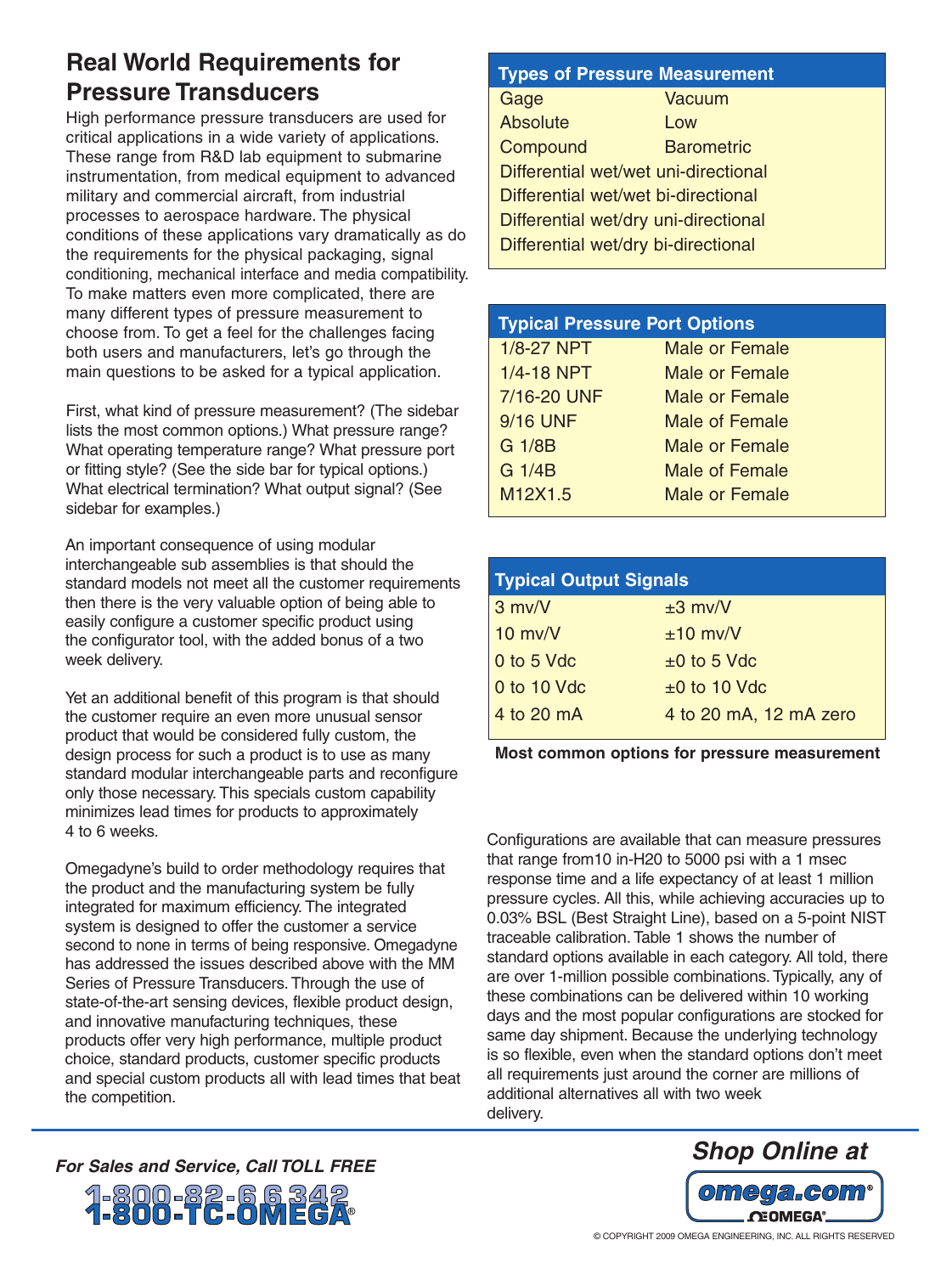# Real World Requirements for Pressure Transducers

High performance pressure transducers are used for critical applications in a wide variety of applications. These range from R&D lab equipment to submarine instrumentation, from medical equipment to advanced military and commercial aircraft, from industrial processes to aerospace hardware. The physical conditions of these applications vary dramatically as do the requirements for the physical packaging, signal conditioning, mechanical interface and media compatibility. To make matters even more complicated, there are many different types of pressure measurement to choose from. To get a feel for the challenges facing both users and manufacturers, let's go through the main questions to be asked for a typical application.

First, what kind of pressure measurement? (The sidebar lists the most common options.) What pressure range? What operating temperature range? What pressure port or fitting style? (See the side bar for typical options.) What electrical termination? What output signal? (See sidebar for examples.)

An important consequence of using modular interchangeable sub assemblies is that should the standard models not meet all the customer requirements then there is the very valuable option of being able to easily configure a customer specific product using the configurator tool, with the added bonus of a two week delivery.

Yet an additional benefit of this program is that should the customer require an even more unusual sensor product that would be considered fully custom, the design process for such a product is to use as many standard modular interchangeable parts and reconfigure only those necessary. This specials custom capability minimizes lead times for products to approximately 4 to 6 weeks.

Omegadyne's build to order methodology requires that the product and the manufacturing system be fully integrated for maximum efficiency. The integrated system is designed to offer the customer a service second to none in terms of being responsive. Omegadyne has addressed the issues described above with the MM Series of Pressure Transducers. Through the use of state-of-the-art sensing devices, flexible product design, and innovative manufacturing techniques, these products offer very high performance, multiple product choice, standard products, customer specific products and special custom products all with lead times that beat the competition.

| Types of Pressure Measurement | |
|---|---|
| Gage | Vacuum |
| Absolute | Low |
| Compound | Barometric |
| Differential wet/wet uni-directional | |
| Differential wet/wet bi-directional | |
| Differential wet/dry uni-directional | |
| Differential wet/dry bi-directional | |

| Typical Pressure Port Options | |
|---|---|
| 1/8-27 NPT | Male or Female |
| 1/4-18 NPT | Male or Female |
| 7/16-20 UNF | Male or Female |
| 9/16 UNF | Male of Female |
| G 1/8B | Male or Female |
| G 1/4B | Male of Female |
| M12X1.5 | Male or Female |

| Typical Output Signals | |
|---|---|
| 3 mv/V | ±3 mv/V |
| 10 mv/V | ±10 mv/V |
| 0 to 5 Vdc | ±0 to 5 Vdc |
| 0 to 10 Vdc | ±0 to 10 Vdc |
| 4 to 20 mA | 4 to 20 mA, 12 mA zero |

**Most common options for pressure measurement**

Configurations are available that can measure pressures that range from10 in-H20 to 5000 psi with a 1 msec response time and a life expectancy of at least 1 million pressure cycles. All this, while achieving accuracies up to 0.03% BSL (Best Straight Line), based on a 5-point NIST traceable calibration. Table 1 shows the number of standard options available in each category. All told, there are over 1-million possible combinations. Typically, any of these combinations can be delivered within 10 working days and the most popular configurations are stocked for same day shipment. Because the underlying technology is so flexible, even when the standard options don't meet all requirements just around the corner are millions of additional alternatives all with two week delivery.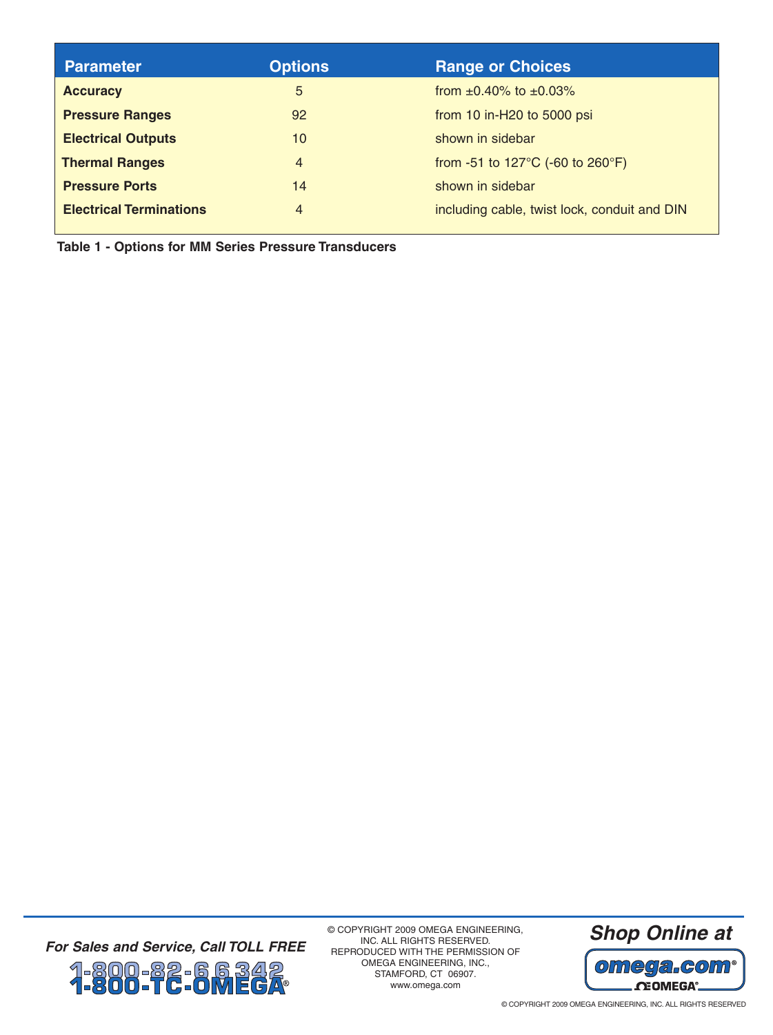| Parameter | Options | Range or Choices |
|---|---|---|
| **Accuracy** | 5 | from ±0.40% to ±0.03% |
| **Pressure Ranges** | 92 | from 10 in-H20 to 5000 psi |
| **Electrical Outputs** | 10 | shown in sidebar |
| **Thermal Ranges** | 4 | from -51 to 127°C (-60 to 260°F) |
| **Pressure Ports** | 14 | shown in sidebar |
| **Electrical Terminations** | 4 | including cable, twist lock, conduit and DIN |

**Table 1 - Options for MM Series Pressure Transducers**

*For Sales and Service, Call TOLL FREE*

**1-800-82-66342**
**1-800-TC-OMEGA®**

© COPYRIGHT 2009 OMEGA ENGINEERING, INC. ALL RIGHTS RESERVED. REPRODUCED WITH THE PERMISSION OF OMEGA ENGINEERING, INC., STAMFORD, CT 06907. www.omega.com

*Shop Online at*

**omega.com®**

**ΩEOMEGA®**

© COPYRIGHT 2009 OMEGA ENGINEERING, INC. ALL RIGHTS RESERVED